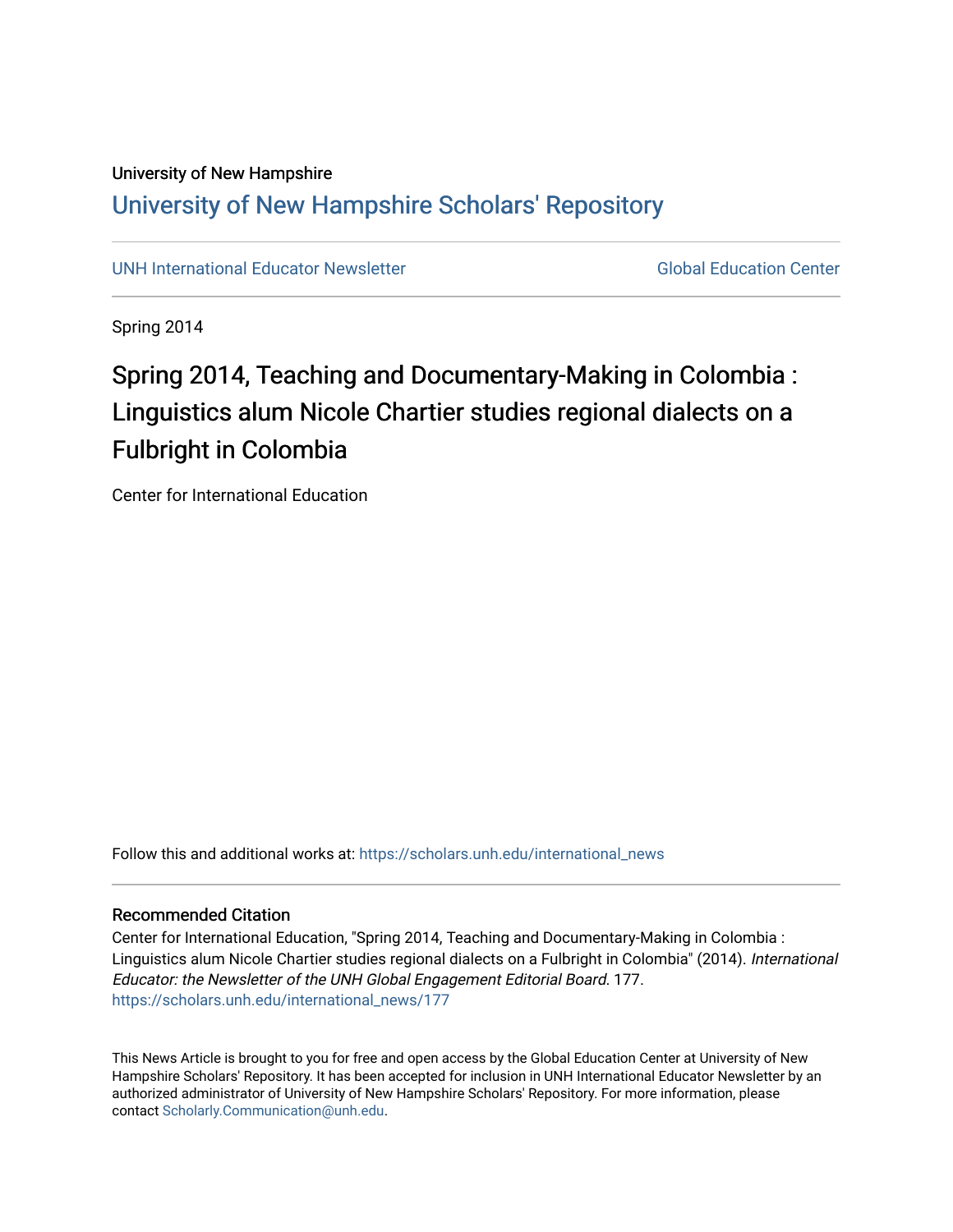University of New Hampshire

# University of New Hampshire Scholars' Repository

UNH International Educator Newsletter | Global Education Center

Spring 2014

## Spring 2014, Teaching and Documentary-Making in Colombia : Linguistics alum Nicole Chartier studies regional dialects on a Fulbright in Colombia

Center for International Education

Follow this and additional works at: https://scholars.unh.edu/international_news

### Recommended Citation

Center for International Education, "Spring 2014, Teaching and Documentary-Making in Colombia : Linguistics alum Nicole Chartier studies regional dialects on a Fulbright in Colombia" (2014). *International Educator: the Newsletter of the UNH Global Engagement Editorial Board*. 177.
https://scholars.unh.edu/international_news/177

This News Article is brought to you for free and open access by the Global Education Center at University of New Hampshire Scholars' Repository. It has been accepted for inclusion in UNH International Educator Newsletter by an authorized administrator of University of New Hampshire Scholars' Repository. For more information, please contact Scholarly.Communication@unh.edu.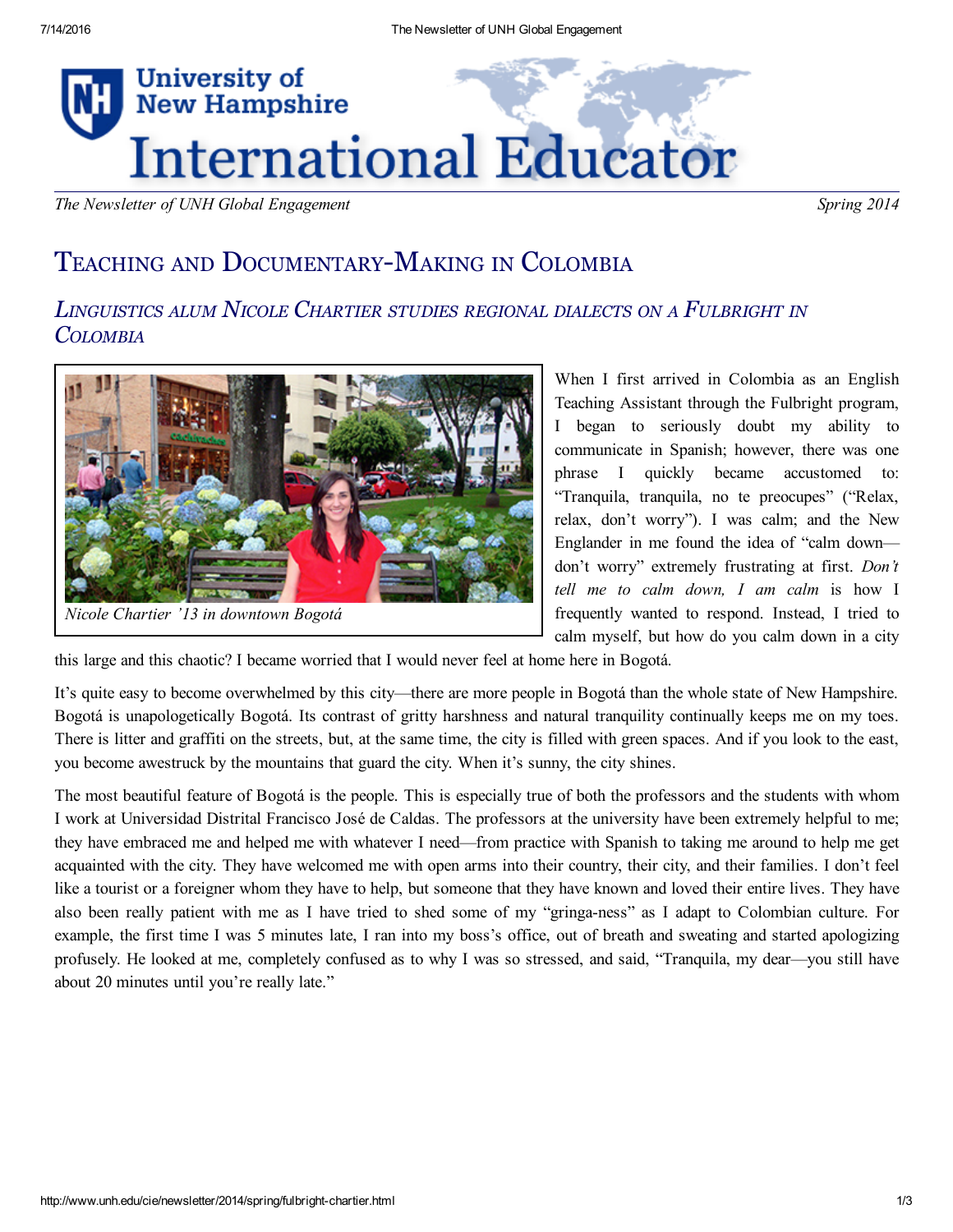# University of New Hampshire International Educator

*The Newsletter of UNH Global Engagement* — *Spring 2014*

## Teaching and Documentary-Making in Colombia

### *Linguistics alum Nicole Chartier studies regional dialects on a Fulbright in Colombia*

*Nicole Chartier '13 in downtown Bogotá*

When I first arrived in Colombia as an English Teaching Assistant through the Fulbright program, I began to seriously doubt my ability to communicate in Spanish; however, there was one phrase I quickly became accustomed to: "Tranquila, tranquila, no te preocupes" ("Relax, relax, don't worry"). I was calm; and the New Englander in me found the idea of "calm down—don't worry" extremely frustrating at first. *Don't tell me to calm down, I am calm* is how I frequently wanted to respond. Instead, I tried to calm myself, but how do you calm down in a city this large and this chaotic? I became worried that I would never feel at home here in Bogotá.

It's quite easy to become overwhelmed by this city—there are more people in Bogotá than the whole state of New Hampshire. Bogotá is unapologetically Bogotá. Its contrast of gritty harshness and natural tranquility continually keeps me on my toes. There is litter and graffiti on the streets, but, at the same time, the city is filled with green spaces. And if you look to the east, you become awestruck by the mountains that guard the city. When it's sunny, the city shines.

The most beautiful feature of Bogotá is the people. This is especially true of both the professors and the students with whom I work at Universidad Distrital Francisco José de Caldas. The professors at the university have been extremely helpful to me; they have embraced me and helped me with whatever I need—from practice with Spanish to taking me around to help me get acquainted with the city. They have welcomed me with open arms into their country, their city, and their families. I don't feel like a tourist or a foreigner whom they have to help, but someone that they have known and loved their entire lives. They have also been really patient with me as I have tried to shed some of my "gringa-ness" as I adapt to Colombian culture. For example, the first time I was 5 minutes late, I ran into my boss's office, out of breath and sweating and started apologizing profusely. He looked at me, completely confused as to why I was so stressed, and said, "Tranquila, my dear—you still have about 20 minutes until you're really late."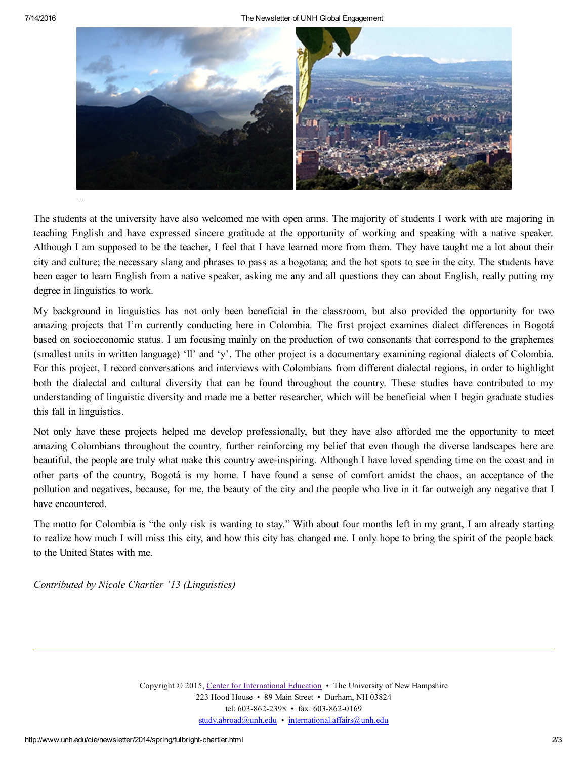The students at the university have also welcomed me with open arms. The majority of students I work with are majoring in teaching English and have expressed sincere gratitude at the opportunity of working and speaking with a native speaker. Although I am supposed to be the teacher, I feel that I have learned more from them. They have taught me a lot about their city and culture; the necessary slang and phrases to pass as a bogotana; and the hot spots to see in the city. The students have been eager to learn English from a native speaker, asking me any and all questions they can about English, really putting my degree in linguistics to work.

My background in linguistics has not only been beneficial in the classroom, but also provided the opportunity for two amazing projects that I'm currently conducting here in Colombia. The first project examines dialect differences in Bogotá based on socioeconomic status. I am focusing mainly on the production of two consonants that correspond to the graphemes (smallest units in written language) 'll' and 'y'. The other project is a documentary examining regional dialects of Colombia. For this project, I record conversations and interviews with Colombians from different dialectal regions, in order to highlight both the dialectal and cultural diversity that can be found throughout the country. These studies have contributed to my understanding of linguistic diversity and made me a better researcher, which will be beneficial when I begin graduate studies this fall in linguistics.

Not only have these projects helped me develop professionally, but they have also afforded me the opportunity to meet amazing Colombians throughout the country, further reinforcing my belief that even though the diverse landscapes here are beautiful, the people are truly what make this country awe-inspiring. Although I have loved spending time on the coast and in other parts of the country, Bogotá is my home. I have found a sense of comfort amidst the chaos, an acceptance of the pollution and negatives, because, for me, the beauty of the city and the people who live in it far outweigh any negative that I have encountered.

The motto for Colombia is "the only risk is wanting to stay." With about four months left in my grant, I am already starting to realize how much I will miss this city, and how this city has changed me. I only hope to bring the spirit of the people back to the United States with me.

*Contributed by Nicole Chartier '13 (Linguistics)*

---

Copyright © 2015, Center for International Education • The University of New Hampshire
223 Hood House • 89 Main Street • Durham, NH 03824
tel: 603-862-2398 • fax: 603-862-0169
study.abroad@unh.edu • international.affairs@unh.edu